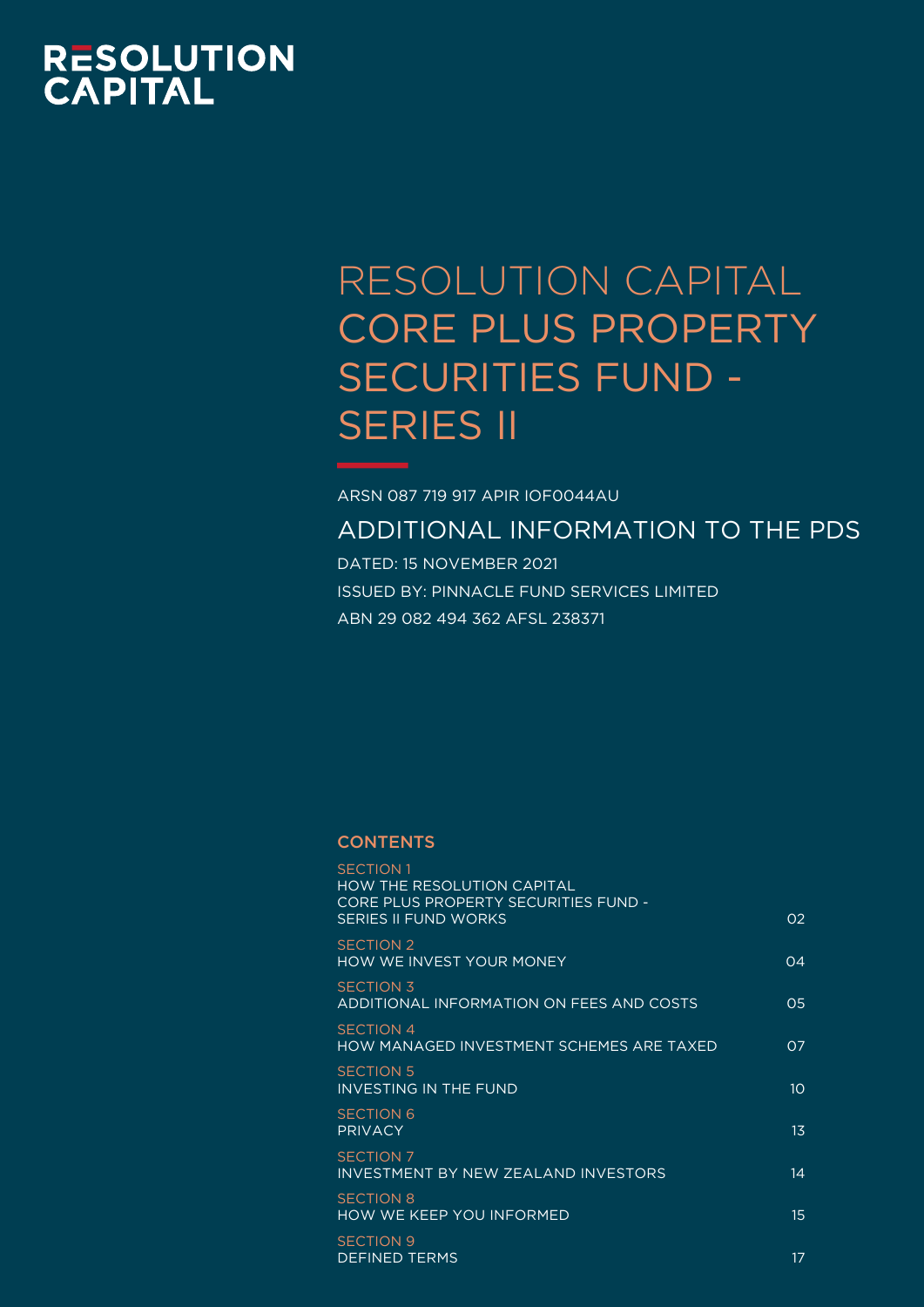RESOLUTION CAPITAL

# RESOLUTION CAPITAL CORE PLUS PROPERTY SECURITIES FUND - SERIES II

ARSN 087 719 917 APIR IOF0044AU

## ADDITIONAL INFORMATION TO THE PDS

DATED: 15 NOVEMBER 2021

ISSUED BY: PINNACLE FUND SERVICES LIMITED

ABN 29 082 494 362 AFSL 238371

### CONTENTS

| | |
|---|---|
| SECTION 1<br>HOW THE RESOLUTION CAPITAL CORE PLUS PROPERTY SECURITIES FUND - SERIES II FUND WORKS | 02 |
| SECTION 2<br>HOW WE INVEST YOUR MONEY | 04 |
| SECTION 3<br>ADDITIONAL INFORMATION ON FEES AND COSTS | 05 |
| SECTION 4<br>HOW MANAGED INVESTMENT SCHEMES ARE TAXED | 07 |
| SECTION 5<br>INVESTING IN THE FUND | 10 |
| SECTION 6<br>PRIVACY | 13 |
| SECTION 7<br>INVESTMENT BY NEW ZEALAND INVESTORS | 14 |
| SECTION 8<br>HOW WE KEEP YOU INFORMED | 15 |
| SECTION 9<br>DEFINED TERMS | 17 |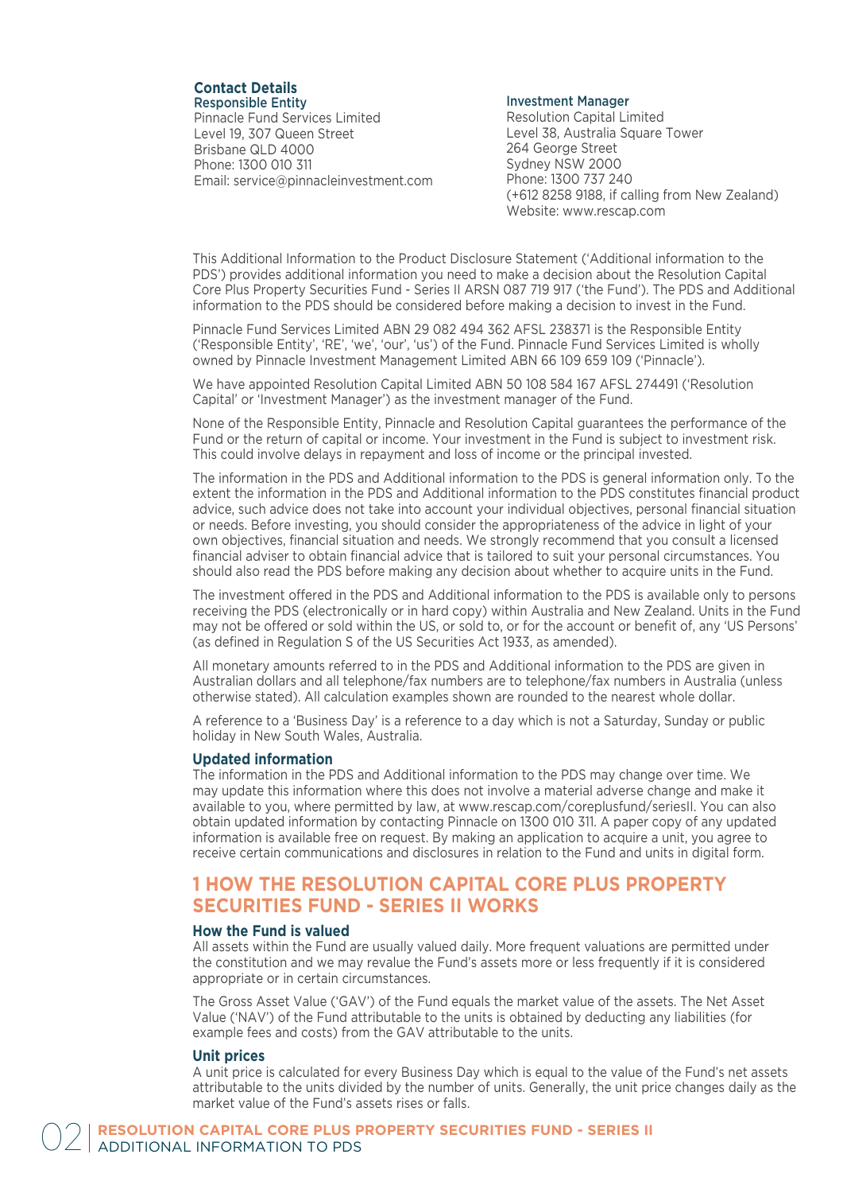## Contact Details

**Responsible Entity**
Pinnacle Fund Services Limited
Level 19, 307 Queen Street
Brisbane QLD 4000
Phone: 1300 010 311
Email: service@pinnacleinvestment.com

**Investment Manager**
Resolution Capital Limited
Level 38, Australia Square Tower
264 George Street
Sydney NSW 2000
Phone: 1300 737 240
(+612 8258 9188, if calling from New Zealand)
Website: www.rescap.com

This Additional Information to the Product Disclosure Statement ('Additional information to the PDS') provides additional information you need to make a decision about the Resolution Capital Core Plus Property Securities Fund - Series II ARSN 087 719 917 ('the Fund'). The PDS and Additional information to the PDS should be considered before making a decision to invest in the Fund.

Pinnacle Fund Services Limited ABN 29 082 494 362 AFSL 238371 is the Responsible Entity ('Responsible Entity', 'RE', 'we', 'our', 'us') of the Fund. Pinnacle Fund Services Limited is wholly owned by Pinnacle Investment Management Limited ABN 66 109 659 109 ('Pinnacle').

We have appointed Resolution Capital Limited ABN 50 108 584 167 AFSL 274491 ('Resolution Capital' or 'Investment Manager') as the investment manager of the Fund.

None of the Responsible Entity, Pinnacle and Resolution Capital guarantees the performance of the Fund or the return of capital or income. Your investment in the Fund is subject to investment risk. This could involve delays in repayment and loss of income or the principal invested.

The information in the PDS and Additional information to the PDS is general information only. To the extent the information in the PDS and Additional information to the PDS constitutes financial product advice, such advice does not take into account your individual objectives, personal financial situation or needs. Before investing, you should consider the appropriateness of the advice in light of your own objectives, financial situation and needs. We strongly recommend that you consult a licensed financial adviser to obtain financial advice that is tailored to suit your personal circumstances. You should also read the PDS before making any decision about whether to acquire units in the Fund.

The investment offered in the PDS and Additional information to the PDS is available only to persons receiving the PDS (electronically or in hard copy) within Australia and New Zealand. Units in the Fund may not be offered or sold within the US, or sold to, or for the account or benefit of, any 'US Persons' (as defined in Regulation S of the US Securities Act 1933, as amended).

All monetary amounts referred to in the PDS and Additional information to the PDS are given in Australian dollars and all telephone/fax numbers are to telephone/fax numbers in Australia (unless otherwise stated). All calculation examples shown are rounded to the nearest whole dollar.

A reference to a 'Business Day' is a reference to a day which is not a Saturday, Sunday or public holiday in New South Wales, Australia.

### Updated information

The information in the PDS and Additional information to the PDS may change over time. We may update this information where this does not involve a material adverse change and make it available to you, where permitted by law, at www.rescap.com/coreplusfund/seriesII. You can also obtain updated information by contacting Pinnacle on 1300 010 311. A paper copy of any updated information is available free on request. By making an application to acquire a unit, you agree to receive certain communications and disclosures in relation to the Fund and units in digital form.

## 1 HOW THE RESOLUTION CAPITAL CORE PLUS PROPERTY SECURITIES FUND - SERIES II WORKS

### How the Fund is valued

All assets within the Fund are usually valued daily. More frequent valuations are permitted under the constitution and we may revalue the Fund's assets more or less frequently if it is considered appropriate or in certain circumstances.

The Gross Asset Value ('GAV') of the Fund equals the market value of the assets. The Net Asset Value ('NAV') of the Fund attributable to the units is obtained by deducting any liabilities (for example fees and costs) from the GAV attributable to the units.

### Unit prices

A unit price is calculated for every Business Day which is equal to the value of the Fund's net assets attributable to the units divided by the number of units. Generally, the unit price changes daily as the market value of the Fund's assets rises or falls.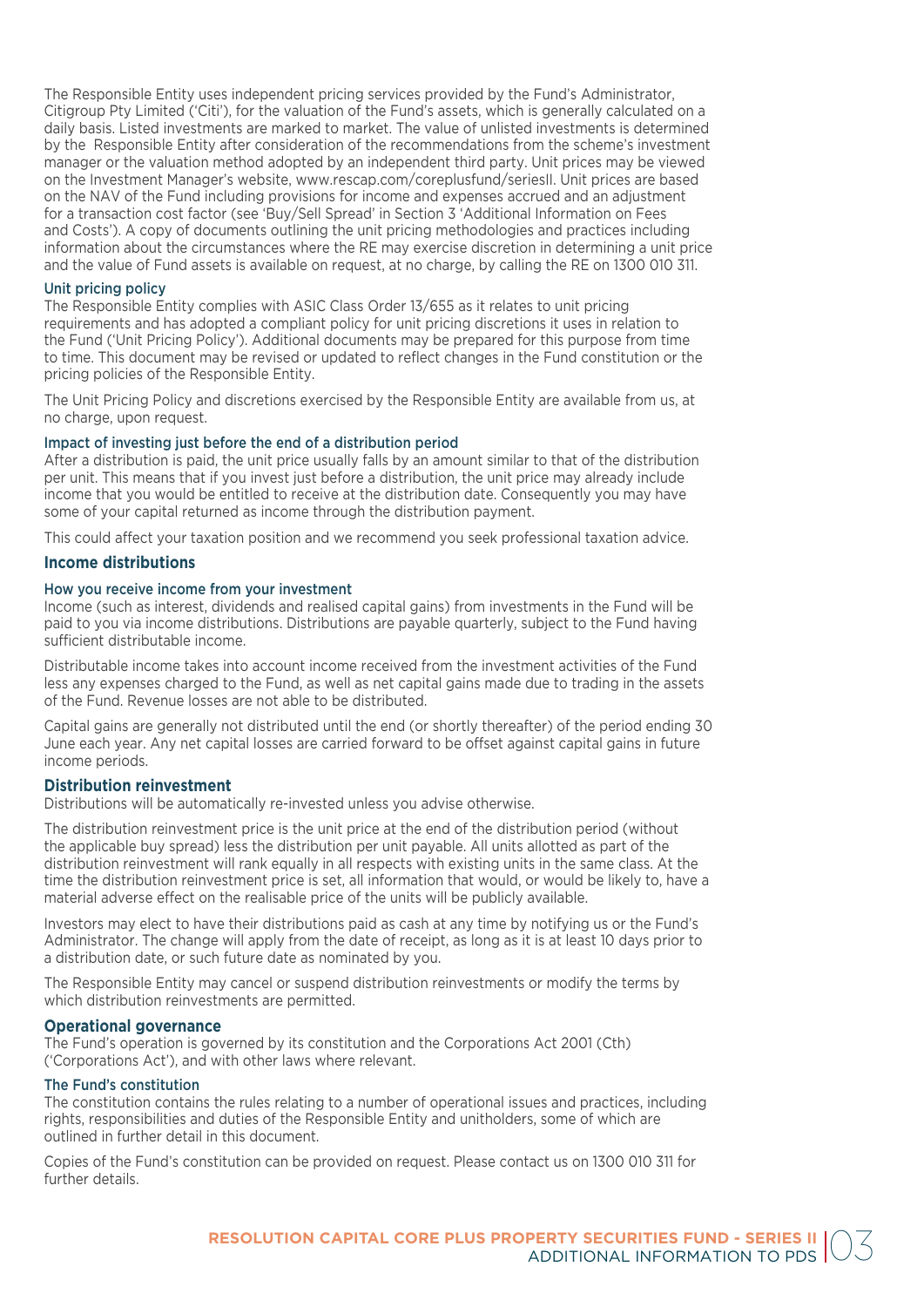The Responsible Entity uses independent pricing services provided by the Fund's Administrator, Citigroup Pty Limited ('Citi'), for the valuation of the Fund's assets, which is generally calculated on a daily basis. Listed investments are marked to market. The value of unlisted investments is determined by the Responsible Entity after consideration of the recommendations from the scheme's investment manager or the valuation method adopted by an independent third party. Unit prices may be viewed on the Investment Manager's website, www.rescap.com/coreplusfund/seriesII. Unit prices are based on the NAV of the Fund including provisions for income and expenses accrued and an adjustment for a transaction cost factor (see 'Buy/Sell Spread' in Section 3 'Additional Information on Fees and Costs'). A copy of documents outlining the unit pricing methodologies and practices including information about the circumstances where the RE may exercise discretion in determining a unit price and the value of Fund assets is available on request, at no charge, by calling the RE on 1300 010 311.

### Unit pricing policy

The Responsible Entity complies with ASIC Class Order 13/655 as it relates to unit pricing requirements and has adopted a compliant policy for unit pricing discretions it uses in relation to the Fund ('Unit Pricing Policy'). Additional documents may be prepared for this purpose from time to time. This document may be revised or updated to reflect changes in the Fund constitution or the pricing policies of the Responsible Entity.

The Unit Pricing Policy and discretions exercised by the Responsible Entity are available from us, at no charge, upon request.

### Impact of investing just before the end of a distribution period

After a distribution is paid, the unit price usually falls by an amount similar to that of the distribution per unit. This means that if you invest just before a distribution, the unit price may already include income that you would be entitled to receive at the distribution date. Consequently you may have some of your capital returned as income through the distribution payment.

This could affect your taxation position and we recommend you seek professional taxation advice.

## Income distributions

### How you receive income from your investment

Income (such as interest, dividends and realised capital gains) from investments in the Fund will be paid to you via income distributions. Distributions are payable quarterly, subject to the Fund having sufficient distributable income.

Distributable income takes into account income received from the investment activities of the Fund less any expenses charged to the Fund, as well as net capital gains made due to trading in the assets of the Fund. Revenue losses are not able to be distributed.

Capital gains are generally not distributed until the end (or shortly thereafter) of the period ending 30 June each year. Any net capital losses are carried forward to be offset against capital gains in future income periods.

## Distribution reinvestment

Distributions will be automatically re-invested unless you advise otherwise.

The distribution reinvestment price is the unit price at the end of the distribution period (without the applicable buy spread) less the distribution per unit payable. All units allotted as part of the distribution reinvestment will rank equally in all respects with existing units in the same class. At the time the distribution reinvestment price is set, all information that would, or would be likely to, have a material adverse effect on the realisable price of the units will be publicly available.

Investors may elect to have their distributions paid as cash at any time by notifying us or the Fund's Administrator. The change will apply from the date of receipt, as long as it is at least 10 days prior to a distribution date, or such future date as nominated by you.

The Responsible Entity may cancel or suspend distribution reinvestments or modify the terms by which distribution reinvestments are permitted.

## Operational governance

The Fund's operation is governed by its constitution and the Corporations Act 2001 (Cth) ('Corporations Act'), and with other laws where relevant.

### The Fund's constitution

The constitution contains the rules relating to a number of operational issues and practices, including rights, responsibilities and duties of the Responsible Entity and unitholders, some of which are outlined in further detail in this document.

Copies of the Fund's constitution can be provided on request. Please contact us on 1300 010 311 for further details.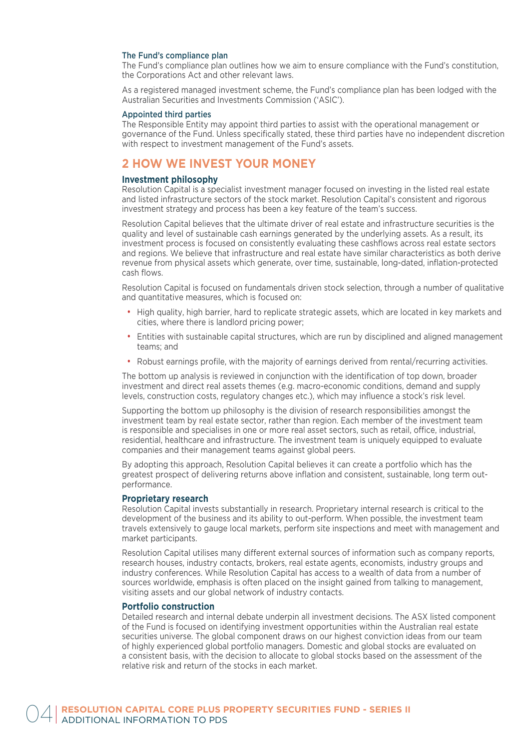### The Fund's compliance plan

The Fund's compliance plan outlines how we aim to ensure compliance with the Fund's constitution, the Corporations Act and other relevant laws.

As a registered managed investment scheme, the Fund's compliance plan has been lodged with the Australian Securities and Investments Commission ('ASIC').

### Appointed third parties

The Responsible Entity may appoint third parties to assist with the operational management or governance of the Fund. Unless specifically stated, these third parties have no independent discretion with respect to investment management of the Fund's assets.

## 2 HOW WE INVEST YOUR MONEY

### Investment philosophy

Resolution Capital is a specialist investment manager focused on investing in the listed real estate and listed infrastructure sectors of the stock market. Resolution Capital's consistent and rigorous investment strategy and process has been a key feature of the team's success.

Resolution Capital believes that the ultimate driver of real estate and infrastructure securities is the quality and level of sustainable cash earnings generated by the underlying assets. As a result, its investment process is focused on consistently evaluating these cashflows across real estate sectors and regions. We believe that infrastructure and real estate have similar characteristics as both derive revenue from physical assets which generate, over time, sustainable, long-dated, inflation-protected cash flows.

Resolution Capital is focused on fundamentals driven stock selection, through a number of qualitative and quantitative measures, which is focused on:

- High quality, high barrier, hard to replicate strategic assets, which are located in key markets and cities, where there is landlord pricing power;
- Entities with sustainable capital structures, which are run by disciplined and aligned management teams; and
- Robust earnings profile, with the majority of earnings derived from rental/recurring activities.

The bottom up analysis is reviewed in conjunction with the identification of top down, broader investment and direct real assets themes (e.g. macro-economic conditions, demand and supply levels, construction costs, regulatory changes etc.), which may influence a stock's risk level.

Supporting the bottom up philosophy is the division of research responsibilities amongst the investment team by real estate sector, rather than region. Each member of the investment team is responsible and specialises in one or more real asset sectors, such as retail, office, industrial, residential, healthcare and infrastructure. The investment team is uniquely equipped to evaluate companies and their management teams against global peers.

By adopting this approach, Resolution Capital believes it can create a portfolio which has the greatest prospect of delivering returns above inflation and consistent, sustainable, long term out-performance.

### Proprietary research

Resolution Capital invests substantially in research. Proprietary internal research is critical to the development of the business and its ability to out-perform. When possible, the investment team travels extensively to gauge local markets, perform site inspections and meet with management and market participants.

Resolution Capital utilises many different external sources of information such as company reports, research houses, industry contacts, brokers, real estate agents, economists, industry groups and industry conferences. While Resolution Capital has access to a wealth of data from a number of sources worldwide, emphasis is often placed on the insight gained from talking to management, visiting assets and our global network of industry contacts.

### Portfolio construction

Detailed research and internal debate underpin all investment decisions. The ASX listed component of the Fund is focused on identifying investment opportunities within the Australian real estate securities universe. The global component draws on our highest conviction ideas from our team of highly experienced global portfolio managers. Domestic and global stocks are evaluated on a consistent basis, with the decision to allocate to global stocks based on the assessment of the relative risk and return of the stocks in each market.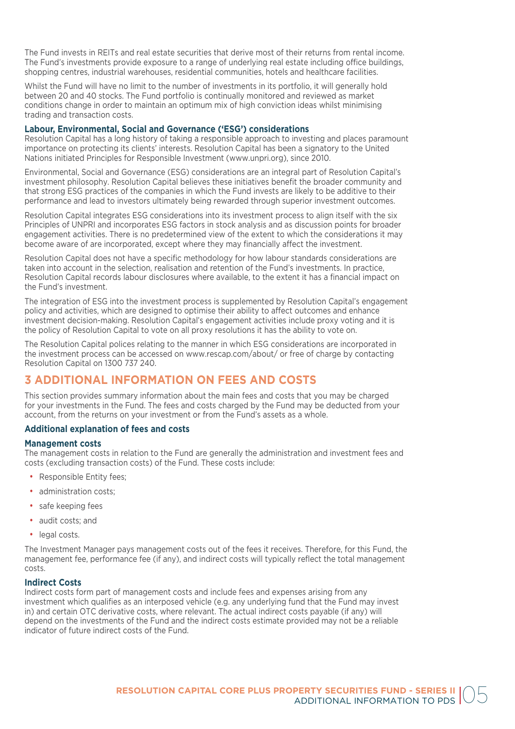The Fund invests in REITs and real estate securities that derive most of their returns from rental income. The Fund's investments provide exposure to a range of underlying real estate including office buildings, shopping centres, industrial warehouses, residential communities, hotels and healthcare facilities.

Whilst the Fund will have no limit to the number of investments in its portfolio, it will generally hold between 20 and 40 stocks. The Fund portfolio is continually monitored and reviewed as market conditions change in order to maintain an optimum mix of high conviction ideas whilst minimising trading and transaction costs.

### Labour, Environmental, Social and Governance ('ESG') considerations

Resolution Capital has a long history of taking a responsible approach to investing and places paramount importance on protecting its clients' interests. Resolution Capital has been a signatory to the United Nations initiated Principles for Responsible Investment (www.unpri.org), since 2010.

Environmental, Social and Governance (ESG) considerations are an integral part of Resolution Capital's investment philosophy. Resolution Capital believes these initiatives benefit the broader community and that strong ESG practices of the companies in which the Fund invests are likely to be additive to their performance and lead to investors ultimately being rewarded through superior investment outcomes.

Resolution Capital integrates ESG considerations into its investment process to align itself with the six Principles of UNPRI and incorporates ESG factors in stock analysis and as discussion points for broader engagement activities. There is no predetermined view of the extent to which the considerations it may become aware of are incorporated, except where they may financially affect the investment.

Resolution Capital does not have a specific methodology for how labour standards considerations are taken into account in the selection, realisation and retention of the Fund's investments. In practice, Resolution Capital records labour disclosures where available, to the extent it has a financial impact on the Fund's investment.

The integration of ESG into the investment process is supplemented by Resolution Capital's engagement policy and activities, which are designed to optimise their ability to affect outcomes and enhance investment decision-making. Resolution Capital's engagement activities include proxy voting and it is the policy of Resolution Capital to vote on all proxy resolutions it has the ability to vote on.

The Resolution Capital polices relating to the manner in which ESG considerations are incorporated in the investment process can be accessed on www.rescap.com/about/ or free of charge by contacting Resolution Capital on 1300 737 240.

## 3 ADDITIONAL INFORMATION ON FEES AND COSTS

This section provides summary information about the main fees and costs that you may be charged for your investments in the Fund. The fees and costs charged by the Fund may be deducted from your account, from the returns on your investment or from the Fund's assets as a whole.

### Additional explanation of fees and costs

#### Management costs

The management costs in relation to the Fund are generally the administration and investment fees and costs (excluding transaction costs) of the Fund. These costs include:

- Responsible Entity fees;
- administration costs;
- safe keeping fees
- audit costs; and
- legal costs.

The Investment Manager pays management costs out of the fees it receives. Therefore, for this Fund, the management fee, performance fee (if any), and indirect costs will typically reflect the total management costs.

#### Indirect Costs

Indirect costs form part of management costs and include fees and expenses arising from any investment which qualifies as an interposed vehicle (e.g. any underlying fund that the Fund may invest in) and certain OTC derivative costs, where relevant. The actual indirect costs payable (if any) will depend on the investments of the Fund and the indirect costs estimate provided may not be a reliable indicator of future indirect costs of the Fund.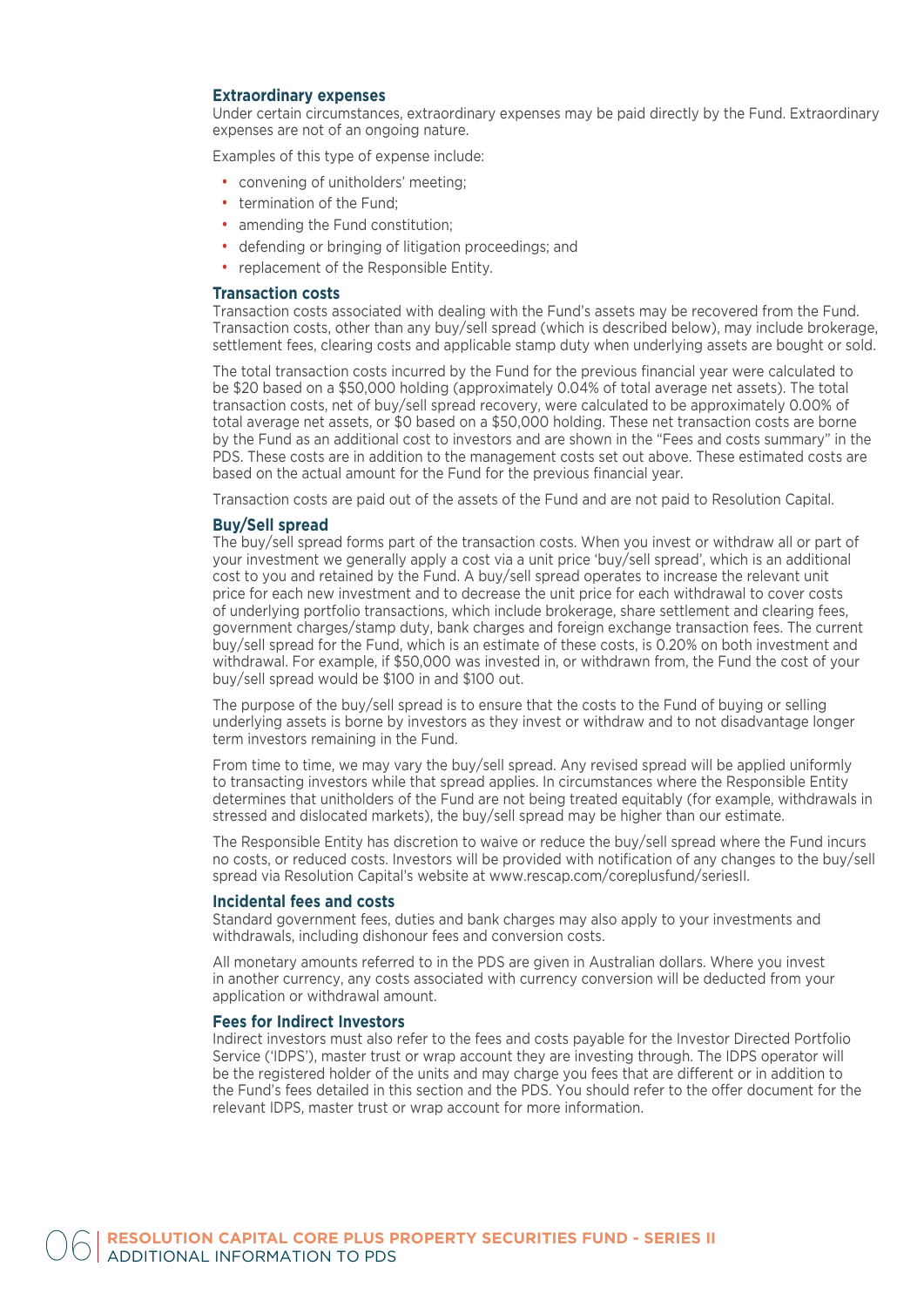### Extraordinary expenses

Under certain circumstances, extraordinary expenses may be paid directly by the Fund. Extraordinary expenses are not of an ongoing nature.

Examples of this type of expense include:

- convening of unitholders' meeting;
- termination of the Fund;
- amending the Fund constitution;
- defending or bringing of litigation proceedings; and
- replacement of the Responsible Entity.

### Transaction costs

Transaction costs associated with dealing with the Fund's assets may be recovered from the Fund. Transaction costs, other than any buy/sell spread (which is described below), may include brokerage, settlement fees, clearing costs and applicable stamp duty when underlying assets are bought or sold.

The total transaction costs incurred by the Fund for the previous financial year were calculated to be $20 based on a $50,000 holding (approximately 0.04% of total average net assets). The total transaction costs, net of buy/sell spread recovery, were calculated to be approximately 0.00% of total average net assets, or $0 based on a $50,000 holding. These net transaction costs are borne by the Fund as an additional cost to investors and are shown in the "Fees and costs summary" in the PDS. These costs are in addition to the management costs set out above. These estimated costs are based on the actual amount for the Fund for the previous financial year.

Transaction costs are paid out of the assets of the Fund and are not paid to Resolution Capital.

### Buy/Sell spread

The buy/sell spread forms part of the transaction costs. When you invest or withdraw all or part of your investment we generally apply a cost via a unit price 'buy/sell spread', which is an additional cost to you and retained by the Fund. A buy/sell spread operates to increase the relevant unit price for each new investment and to decrease the unit price for each withdrawal to cover costs of underlying portfolio transactions, which include brokerage, share settlement and clearing fees, government charges/stamp duty, bank charges and foreign exchange transaction fees. The current buy/sell spread for the Fund, which is an estimate of these costs, is 0.20% on both investment and withdrawal. For example, if $50,000 was invested in, or withdrawn from, the Fund the cost of your buy/sell spread would be $100 in and $100 out.

The purpose of the buy/sell spread is to ensure that the costs to the Fund of buying or selling underlying assets is borne by investors as they invest or withdraw and to not disadvantage longer term investors remaining in the Fund.

From time to time, we may vary the buy/sell spread. Any revised spread will be applied uniformly to transacting investors while that spread applies. In circumstances where the Responsible Entity determines that unitholders of the Fund are not being treated equitably (for example, withdrawals in stressed and dislocated markets), the buy/sell spread may be higher than our estimate.

The Responsible Entity has discretion to waive or reduce the buy/sell spread where the Fund incurs no costs, or reduced costs. Investors will be provided with notification of any changes to the buy/sell spread via Resolution Capital's website at www.rescap.com/coreplusfund/seriesII.

### Incidental fees and costs

Standard government fees, duties and bank charges may also apply to your investments and withdrawals, including dishonour fees and conversion costs.

All monetary amounts referred to in the PDS are given in Australian dollars. Where you invest in another currency, any costs associated with currency conversion will be deducted from your application or withdrawal amount.

### Fees for Indirect Investors

Indirect investors must also refer to the fees and costs payable for the Investor Directed Portfolio Service ('IDPS'), master trust or wrap account they are investing through. The IDPS operator will be the registered holder of the units and may charge you fees that are different or in addition to the Fund's fees detailed in this section and the PDS. You should refer to the offer document for the relevant IDPS, master trust or wrap account for more information.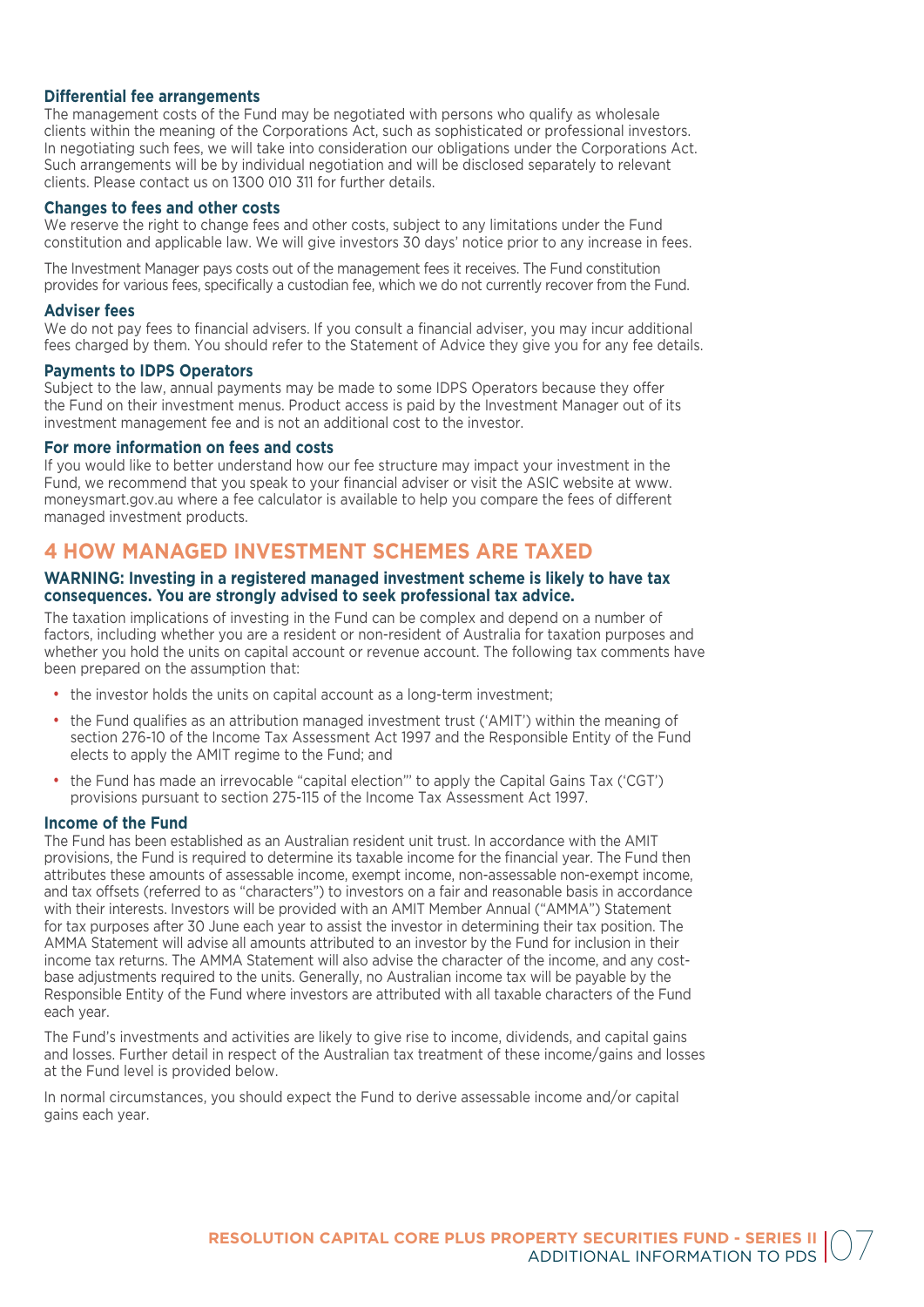### Differential fee arrangements

The management costs of the Fund may be negotiated with persons who qualify as wholesale clients within the meaning of the Corporations Act, such as sophisticated or professional investors. In negotiating such fees, we will take into consideration our obligations under the Corporations Act. Such arrangements will be by individual negotiation and will be disclosed separately to relevant clients. Please contact us on 1300 010 311 for further details.

### Changes to fees and other costs

We reserve the right to change fees and other costs, subject to any limitations under the Fund constitution and applicable law. We will give investors 30 days' notice prior to any increase in fees.

The Investment Manager pays costs out of the management fees it receives. The Fund constitution provides for various fees, specifically a custodian fee, which we do not currently recover from the Fund.

### Adviser fees

We do not pay fees to financial advisers. If you consult a financial adviser, you may incur additional fees charged by them. You should refer to the Statement of Advice they give you for any fee details.

### Payments to IDPS Operators

Subject to the law, annual payments may be made to some IDPS Operators because they offer the Fund on their investment menus. Product access is paid by the Investment Manager out of its investment management fee and is not an additional cost to the investor.

### For more information on fees and costs

If you would like to better understand how our fee structure may impact your investment in the Fund, we recommend that you speak to your financial adviser or visit the ASIC website at www.moneysmart.gov.au where a fee calculator is available to help you compare the fees of different managed investment products.

## 4 HOW MANAGED INVESTMENT SCHEMES ARE TAXED

**WARNING: Investing in a registered managed investment scheme is likely to have tax consequences. You are strongly advised to seek professional tax advice.**

The taxation implications of investing in the Fund can be complex and depend on a number of factors, including whether you are a resident or non-resident of Australia for taxation purposes and whether you hold the units on capital account or revenue account. The following tax comments have been prepared on the assumption that:

- the investor holds the units on capital account as a long-term investment;
- the Fund qualifies as an attribution managed investment trust ('AMIT') within the meaning of section 276-10 of the Income Tax Assessment Act 1997 and the Responsible Entity of the Fund elects to apply the AMIT regime to the Fund; and
- the Fund has made an irrevocable "capital election"' to apply the Capital Gains Tax ('CGT') provisions pursuant to section 275-115 of the Income Tax Assessment Act 1997.

### Income of the Fund

The Fund has been established as an Australian resident unit trust. In accordance with the AMIT provisions, the Fund is required to determine its taxable income for the financial year. The Fund then attributes these amounts of assessable income, exempt income, non-assessable non-exempt income, and tax offsets (referred to as "characters") to investors on a fair and reasonable basis in accordance with their interests. Investors will be provided with an AMIT Member Annual ("AMMA") Statement for tax purposes after 30 June each year to assist the investor in determining their tax position. The AMMA Statement will advise all amounts attributed to an investor by the Fund for inclusion in their income tax returns. The AMMA Statement will also advise the character of the income, and any cost-base adjustments required to the units. Generally, no Australian income tax will be payable by the Responsible Entity of the Fund where investors are attributed with all taxable characters of the Fund each year.

The Fund's investments and activities are likely to give rise to income, dividends, and capital gains and losses. Further detail in respect of the Australian tax treatment of these income/gains and losses at the Fund level is provided below.

In normal circumstances, you should expect the Fund to derive assessable income and/or capital gains each year.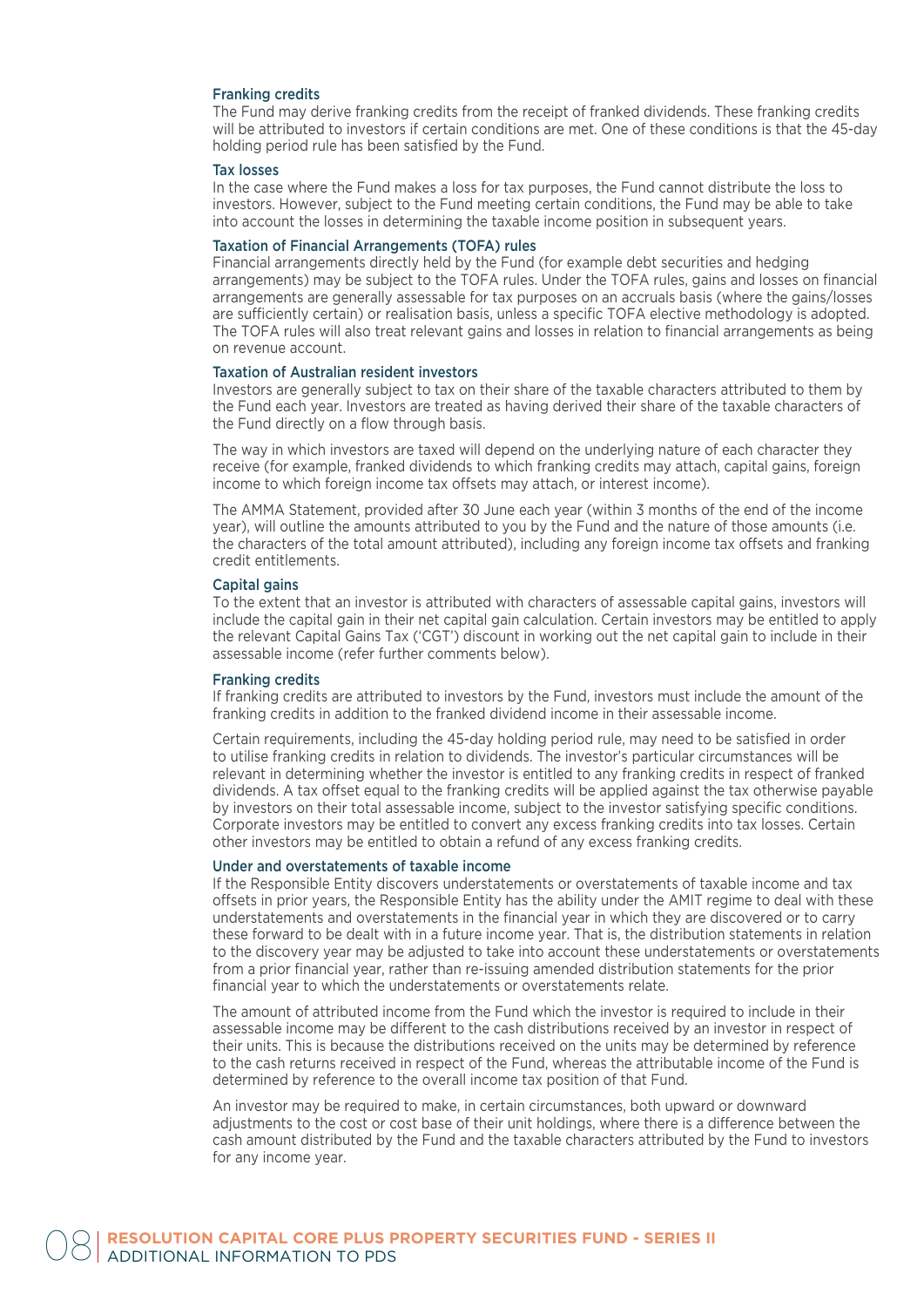### Franking credits

The Fund may derive franking credits from the receipt of franked dividends. These franking credits will be attributed to investors if certain conditions are met. One of these conditions is that the 45-day holding period rule has been satisfied by the Fund.

### Tax losses

In the case where the Fund makes a loss for tax purposes, the Fund cannot distribute the loss to investors. However, subject to the Fund meeting certain conditions, the Fund may be able to take into account the losses in determining the taxable income position in subsequent years.

### Taxation of Financial Arrangements (TOFA) rules

Financial arrangements directly held by the Fund (for example debt securities and hedging arrangements) may be subject to the TOFA rules. Under the TOFA rules, gains and losses on financial arrangements are generally assessable for tax purposes on an accruals basis (where the gains/losses are sufficiently certain) or realisation basis, unless a specific TOFA elective methodology is adopted. The TOFA rules will also treat relevant gains and losses in relation to financial arrangements as being on revenue account.

### Taxation of Australian resident investors

Investors are generally subject to tax on their share of the taxable characters attributed to them by the Fund each year. Investors are treated as having derived their share of the taxable characters of the Fund directly on a flow through basis.

The way in which investors are taxed will depend on the underlying nature of each character they receive (for example, franked dividends to which franking credits may attach, capital gains, foreign income to which foreign income tax offsets may attach, or interest income).

The AMMA Statement, provided after 30 June each year (within 3 months of the end of the income year), will outline the amounts attributed to you by the Fund and the nature of those amounts (i.e. the characters of the total amount attributed), including any foreign income tax offsets and franking credit entitlements.

### Capital gains

To the extent that an investor is attributed with characters of assessable capital gains, investors will include the capital gain in their net capital gain calculation. Certain investors may be entitled to apply the relevant Capital Gains Tax ('CGT') discount in working out the net capital gain to include in their assessable income (refer further comments below).

### Franking credits

If franking credits are attributed to investors by the Fund, investors must include the amount of the franking credits in addition to the franked dividend income in their assessable income.

Certain requirements, including the 45-day holding period rule, may need to be satisfied in order to utilise franking credits in relation to dividends. The investor's particular circumstances will be relevant in determining whether the investor is entitled to any franking credits in respect of franked dividends. A tax offset equal to the franking credits will be applied against the tax otherwise payable by investors on their total assessable income, subject to the investor satisfying specific conditions. Corporate investors may be entitled to convert any excess franking credits into tax losses. Certain other investors may be entitled to obtain a refund of any excess franking credits.

### Under and overstatements of taxable income

If the Responsible Entity discovers understatements or overstatements of taxable income and tax offsets in prior years, the Responsible Entity has the ability under the AMIT regime to deal with these understatements and overstatements in the financial year in which they are discovered or to carry these forward to be dealt with in a future income year. That is, the distribution statements in relation to the discovery year may be adjusted to take into account these understatements or overstatements from a prior financial year, rather than re-issuing amended distribution statements for the prior financial year to which the understatements or overstatements relate.

The amount of attributed income from the Fund which the investor is required to include in their assessable income may be different to the cash distributions received by an investor in respect of their units. This is because the distributions received on the units may be determined by reference to the cash returns received in respect of the Fund, whereas the attributable income of the Fund is determined by reference to the overall income tax position of that Fund.

An investor may be required to make, in certain circumstances, both upward or downward adjustments to the cost or cost base of their unit holdings, where there is a difference between the cash amount distributed by the Fund and the taxable characters attributed by the Fund to investors for any income year.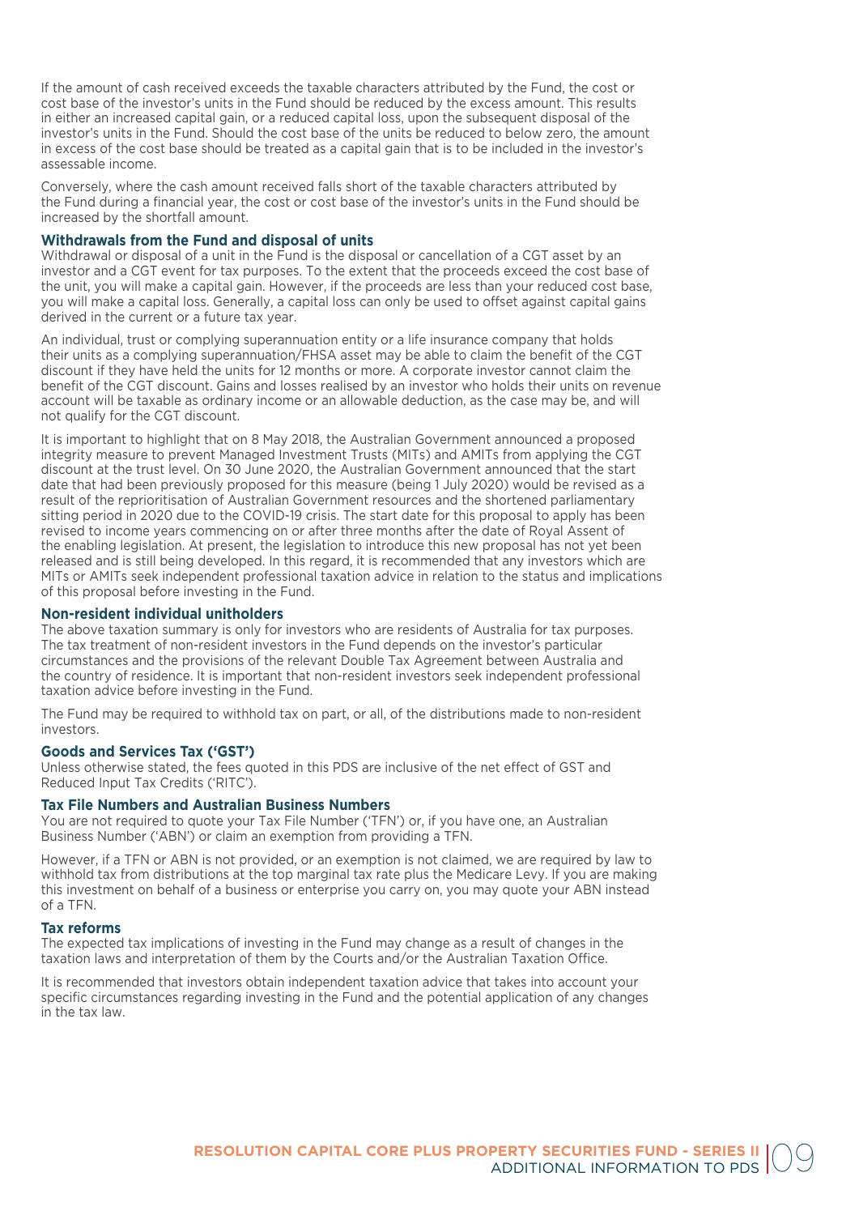If the amount of cash received exceeds the taxable characters attributed by the Fund, the cost or cost base of the investor's units in the Fund should be reduced by the excess amount. This results in either an increased capital gain, or a reduced capital loss, upon the subsequent disposal of the investor's units in the Fund. Should the cost base of the units be reduced to below zero, the amount in excess of the cost base should be treated as a capital gain that is to be included in the investor's assessable income.

Conversely, where the cash amount received falls short of the taxable characters attributed by the Fund during a financial year, the cost or cost base of the investor's units in the Fund should be increased by the shortfall amount.

### Withdrawals from the Fund and disposal of units

Withdrawal or disposal of a unit in the Fund is the disposal or cancellation of a CGT asset by an investor and a CGT event for tax purposes. To the extent that the proceeds exceed the cost base of the unit, you will make a capital gain. However, if the proceeds are less than your reduced cost base, you will make a capital loss. Generally, a capital loss can only be used to offset against capital gains derived in the current or a future tax year.

An individual, trust or complying superannuation entity or a life insurance company that holds their units as a complying superannuation/FHSA asset may be able to claim the benefit of the CGT discount if they have held the units for 12 months or more. A corporate investor cannot claim the benefit of the CGT discount. Gains and losses realised by an investor who holds their units on revenue account will be taxable as ordinary income or an allowable deduction, as the case may be, and will not qualify for the CGT discount.

It is important to highlight that on 8 May 2018, the Australian Government announced a proposed integrity measure to prevent Managed Investment Trusts (MITs) and AMITs from applying the CGT discount at the trust level. On 30 June 2020, the Australian Government announced that the start date that had been previously proposed for this measure (being 1 July 2020) would be revised as a result of the reprioritisation of Australian Government resources and the shortened parliamentary sitting period in 2020 due to the COVID-19 crisis. The start date for this proposal to apply has been revised to income years commencing on or after three months after the date of Royal Assent of the enabling legislation. At present, the legislation to introduce this new proposal has not yet been released and is still being developed. In this regard, it is recommended that any investors which are MITs or AMITs seek independent professional taxation advice in relation to the status and implications of this proposal before investing in the Fund.

### Non-resident individual unitholders

The above taxation summary is only for investors who are residents of Australia for tax purposes. The tax treatment of non-resident investors in the Fund depends on the investor's particular circumstances and the provisions of the relevant Double Tax Agreement between Australia and the country of residence. It is important that non-resident investors seek independent professional taxation advice before investing in the Fund.

The Fund may be required to withhold tax on part, or all, of the distributions made to non-resident investors.

### Goods and Services Tax ('GST')

Unless otherwise stated, the fees quoted in this PDS are inclusive of the net effect of GST and Reduced Input Tax Credits ('RITC').

### Tax File Numbers and Australian Business Numbers

You are not required to quote your Tax File Number ('TFN') or, if you have one, an Australian Business Number ('ABN') or claim an exemption from providing a TFN.

However, if a TFN or ABN is not provided, or an exemption is not claimed, we are required by law to withhold tax from distributions at the top marginal tax rate plus the Medicare Levy. If you are making this investment on behalf of a business or enterprise you carry on, you may quote your ABN instead of a TFN.

### Tax reforms

The expected tax implications of investing in the Fund may change as a result of changes in the taxation laws and interpretation of them by the Courts and/or the Australian Taxation Office.

It is recommended that investors obtain independent taxation advice that takes into account your specific circumstances regarding investing in the Fund and the potential application of any changes in the tax law.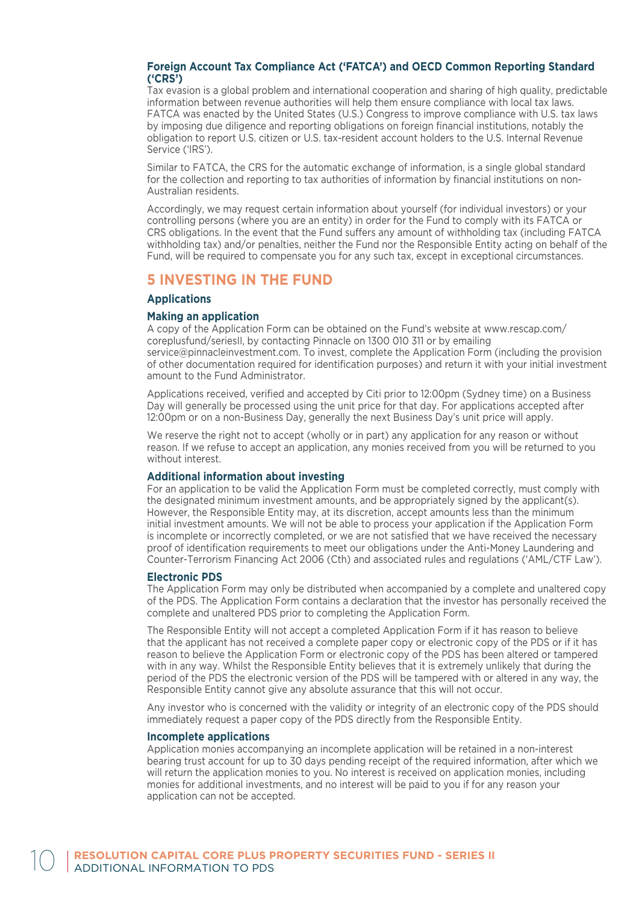### Foreign Account Tax Compliance Act ('FATCA') and OECD Common Reporting Standard ('CRS')

Tax evasion is a global problem and international cooperation and sharing of high quality, predictable information between revenue authorities will help them ensure compliance with local tax laws. FATCA was enacted by the United States (U.S.) Congress to improve compliance with U.S. tax laws by imposing due diligence and reporting obligations on foreign financial institutions, notably the obligation to report U.S. citizen or U.S. tax-resident account holders to the U.S. Internal Revenue Service ('IRS').

Similar to FATCA, the CRS for the automatic exchange of information, is a single global standard for the collection and reporting to tax authorities of information by financial institutions on non-Australian residents.

Accordingly, we may request certain information about yourself (for individual investors) or your controlling persons (where you are an entity) in order for the Fund to comply with its FATCA or CRS obligations. In the event that the Fund suffers any amount of withholding tax (including FATCA withholding tax) and/or penalties, neither the Fund nor the Responsible Entity acting on behalf of the Fund, will be required to compensate you for any such tax, except in exceptional circumstances.

## 5 INVESTING IN THE FUND

### Applications

### Making an application

A copy of the Application Form can be obtained on the Fund's website at www.rescap.com/coreplusfund/seriesII, by contacting Pinnacle on 1300 010 311 or by emailing service@pinnacleinvestment.com. To invest, complete the Application Form (including the provision of other documentation required for identification purposes) and return it with your initial investment amount to the Fund Administrator.

Applications received, verified and accepted by Citi prior to 12:00pm (Sydney time) on a Business Day will generally be processed using the unit price for that day. For applications accepted after 12:00pm or on a non-Business Day, generally the next Business Day's unit price will apply.

We reserve the right not to accept (wholly or in part) any application for any reason or without reason. If we refuse to accept an application, any monies received from you will be returned to you without interest.

### Additional information about investing

For an application to be valid the Application Form must be completed correctly, must comply with the designated minimum investment amounts, and be appropriately signed by the applicant(s). However, the Responsible Entity may, at its discretion, accept amounts less than the minimum initial investment amounts. We will not be able to process your application if the Application Form is incomplete or incorrectly completed, or we are not satisfied that we have received the necessary proof of identification requirements to meet our obligations under the Anti-Money Laundering and Counter-Terrorism Financing Act 2006 (Cth) and associated rules and regulations ('AML/CTF Law').

### Electronic PDS

The Application Form may only be distributed when accompanied by a complete and unaltered copy of the PDS. The Application Form contains a declaration that the investor has personally received the complete and unaltered PDS prior to completing the Application Form.

The Responsible Entity will not accept a completed Application Form if it has reason to believe that the applicant has not received a complete paper copy or electronic copy of the PDS or if it has reason to believe the Application Form or electronic copy of the PDS has been altered or tampered with in any way. Whilst the Responsible Entity believes that it is extremely unlikely that during the period of the PDS the electronic version of the PDS will be tampered with or altered in any way, the Responsible Entity cannot give any absolute assurance that this will not occur.

Any investor who is concerned with the validity or integrity of an electronic copy of the PDS should immediately request a paper copy of the PDS directly from the Responsible Entity.

### Incomplete applications

Application monies accompanying an incomplete application will be retained in a non-interest bearing trust account for up to 30 days pending receipt of the required information, after which we will return the application monies to you. No interest is received on application monies, including monies for additional investments, and no interest will be paid to you if for any reason your application can not be accepted.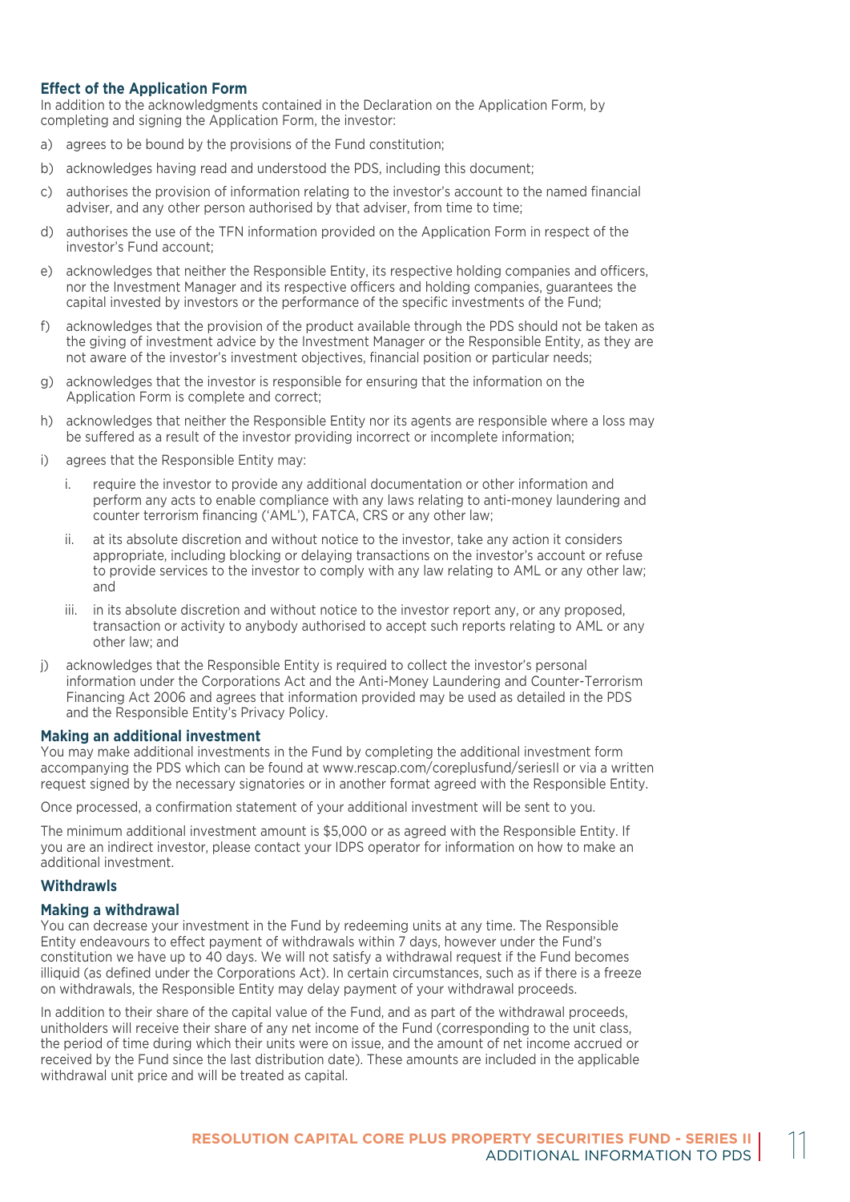### Effect of the Application Form

In addition to the acknowledgments contained in the Declaration on the Application Form, by completing and signing the Application Form, the investor:

a) agrees to be bound by the provisions of the Fund constitution;

b) acknowledges having read and understood the PDS, including this document;

c) authorises the provision of information relating to the investor's account to the named financial adviser, and any other person authorised by that adviser, from time to time;

d) authorises the use of the TFN information provided on the Application Form in respect of the investor's Fund account;

e) acknowledges that neither the Responsible Entity, its respective holding companies and officers, nor the Investment Manager and its respective officers and holding companies, guarantees the capital invested by investors or the performance of the specific investments of the Fund;

f) acknowledges that the provision of the product available through the PDS should not be taken as the giving of investment advice by the Investment Manager or the Responsible Entity, as they are not aware of the investor's investment objectives, financial position or particular needs;

g) acknowledges that the investor is responsible for ensuring that the information on the Application Form is complete and correct;

h) acknowledges that neither the Responsible Entity nor its agents are responsible where a loss may be suffered as a result of the investor providing incorrect or incomplete information;

i) agrees that the Responsible Entity may:

   i. require the investor to provide any additional documentation or other information and perform any acts to enable compliance with any laws relating to anti-money laundering and counter terrorism financing ('AML'), FATCA, CRS or any other law;

   ii. at its absolute discretion and without notice to the investor, take any action it considers appropriate, including blocking or delaying transactions on the investor's account or refuse to provide services to the investor to comply with any law relating to AML or any other law; and

   iii. in its absolute discretion and without notice to the investor report any, or any proposed, transaction or activity to anybody authorised to accept such reports relating to AML or any other law; and

j) acknowledges that the Responsible Entity is required to collect the investor's personal information under the Corporations Act and the Anti-Money Laundering and Counter-Terrorism Financing Act 2006 and agrees that information provided may be used as detailed in the PDS and the Responsible Entity's Privacy Policy.

### Making an additional investment

You may make additional investments in the Fund by completing the additional investment form accompanying the PDS which can be found at www.rescap.com/coreplusfund/seriesII or via a written request signed by the necessary signatories or in another format agreed with the Responsible Entity.

Once processed, a confirmation statement of your additional investment will be sent to you.

The minimum additional investment amount is $5,000 or as agreed with the Responsible Entity. If you are an indirect investor, please contact your IDPS operator for information on how to make an additional investment.

## Withdrawals

### Making a withdrawal

You can decrease your investment in the Fund by redeeming units at any time. The Responsible Entity endeavours to effect payment of withdrawals within 7 days, however under the Fund's constitution we have up to 40 days. We will not satisfy a withdrawal request if the Fund becomes illiquid (as defined under the Corporations Act). In certain circumstances, such as if there is a freeze on withdrawals, the Responsible Entity may delay payment of your withdrawal proceeds.

In addition to their share of the capital value of the Fund, and as part of the withdrawal proceeds, unitholders will receive their share of any net income of the Fund (corresponding to the unit class, the period of time during which their units were on issue, and the amount of net income accrued or received by the Fund since the last distribution date). These amounts are included in the applicable withdrawal unit price and will be treated as capital.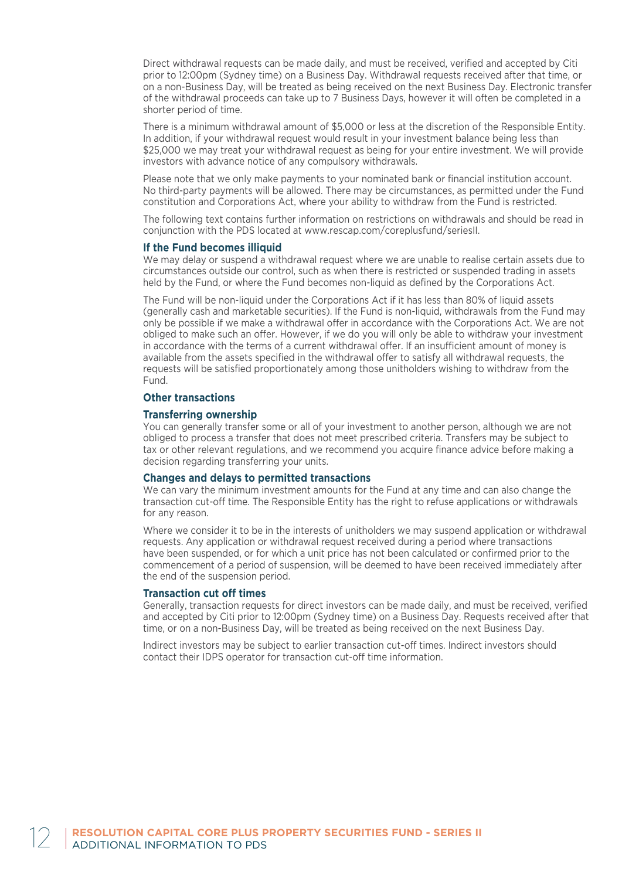Direct withdrawal requests can be made daily, and must be received, verified and accepted by Citi prior to 12:00pm (Sydney time) on a Business Day. Withdrawal requests received after that time, or on a non-Business Day, will be treated as being received on the next Business Day. Electronic transfer of the withdrawal proceeds can take up to 7 Business Days, however it will often be completed in a shorter period of time.

There is a minimum withdrawal amount of $5,000 or less at the discretion of the Responsible Entity. In addition, if your withdrawal request would result in your investment balance being less than $25,000 we may treat your withdrawal request as being for your entire investment. We will provide investors with advance notice of any compulsory withdrawals.

Please note that we only make payments to your nominated bank or financial institution account. No third-party payments will be allowed. There may be circumstances, as permitted under the Fund constitution and Corporations Act, where your ability to withdraw from the Fund is restricted.

The following text contains further information on restrictions on withdrawals and should be read in conjunction with the PDS located at www.rescap.com/coreplusfund/seriesII.

### If the Fund becomes illiquid

We may delay or suspend a withdrawal request where we are unable to realise certain assets due to circumstances outside our control, such as when there is restricted or suspended trading in assets held by the Fund, or where the Fund becomes non-liquid as defined by the Corporations Act.

The Fund will be non-liquid under the Corporations Act if it has less than 80% of liquid assets (generally cash and marketable securities). If the Fund is non-liquid, withdrawals from the Fund may only be possible if we make a withdrawal offer in accordance with the Corporations Act. We are not obliged to make such an offer. However, if we do you will only be able to withdraw your investment in accordance with the terms of a current withdrawal offer. If an insufficient amount of money is available from the assets specified in the withdrawal offer to satisfy all withdrawal requests, the requests will be satisfied proportionately among those unitholders wishing to withdraw from the Fund.

### Other transactions

### Transferring ownership

You can generally transfer some or all of your investment to another person, although we are not obliged to process a transfer that does not meet prescribed criteria. Transfers may be subject to tax or other relevant regulations, and we recommend you acquire finance advice before making a decision regarding transferring your units.

### Changes and delays to permitted transactions

We can vary the minimum investment amounts for the Fund at any time and can also change the transaction cut-off time. The Responsible Entity has the right to refuse applications or withdrawals for any reason.

Where we consider it to be in the interests of unitholders we may suspend application or withdrawal requests. Any application or withdrawal request received during a period where transactions have been suspended, or for which a unit price has not been calculated or confirmed prior to the commencement of a period of suspension, will be deemed to have been received immediately after the end of the suspension period.

### Transaction cut off times

Generally, transaction requests for direct investors can be made daily, and must be received, verified and accepted by Citi prior to 12:00pm (Sydney time) on a Business Day. Requests received after that time, or on a non-Business Day, will be treated as being received on the next Business Day.

Indirect investors may be subject to earlier transaction cut-off times. Indirect investors should contact their IDPS operator for transaction cut-off time information.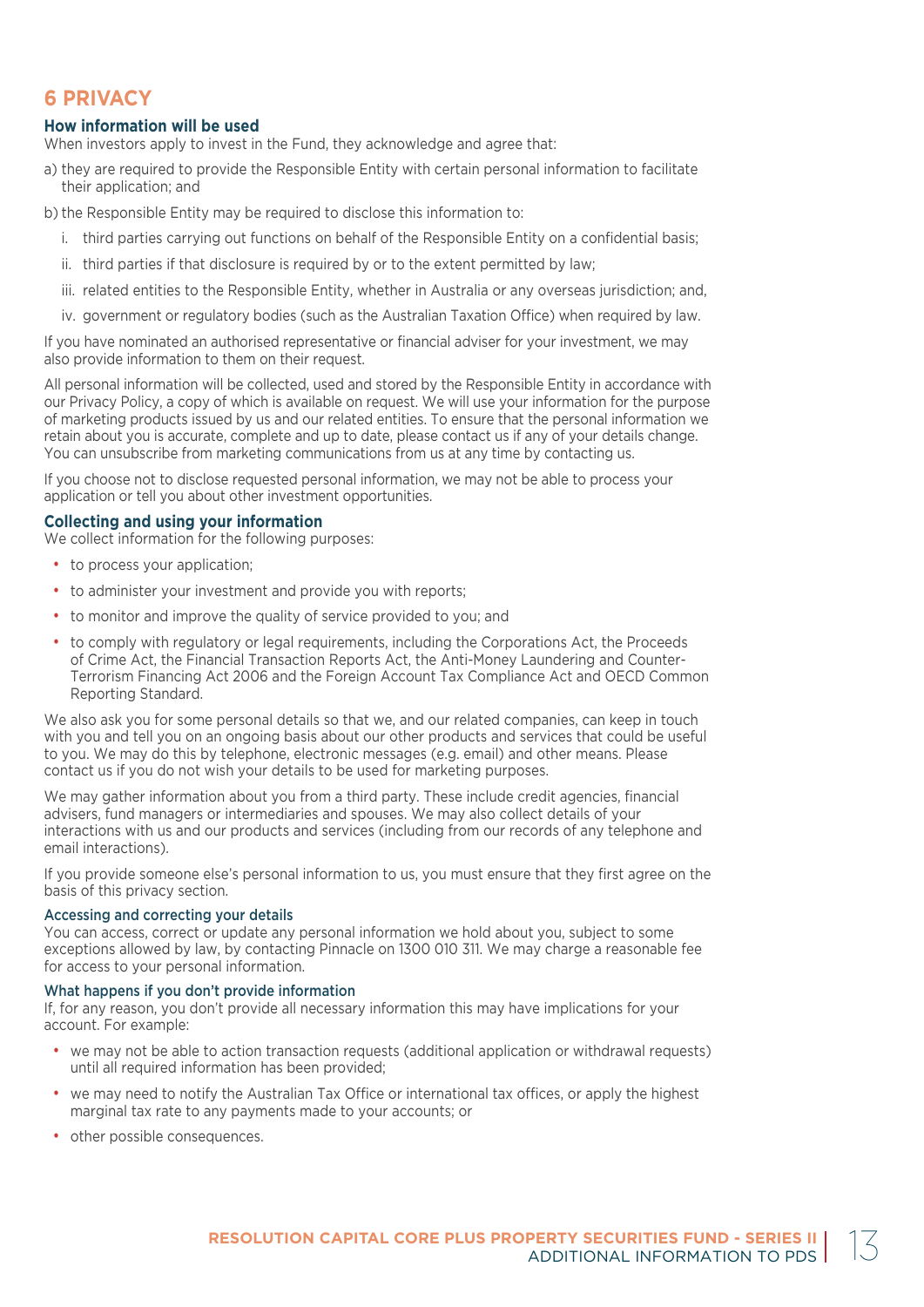## 6 PRIVACY

### How information will be used

When investors apply to invest in the Fund, they acknowledge and agree that:

a) they are required to provide the Responsible Entity with certain personal information to facilitate their application; and

b) the Responsible Entity may be required to disclose this information to:

   i. third parties carrying out functions on behalf of the Responsible Entity on a confidential basis;

   ii. third parties if that disclosure is required by or to the extent permitted by law;

   iii. related entities to the Responsible Entity, whether in Australia or any overseas jurisdiction; and,

   iv. government or regulatory bodies (such as the Australian Taxation Office) when required by law.

If you have nominated an authorised representative or financial adviser for your investment, we may also provide information to them on their request.

All personal information will be collected, used and stored by the Responsible Entity in accordance with our Privacy Policy, a copy of which is available on request. We will use your information for the purpose of marketing products issued by us and our related entities. To ensure that the personal information we retain about you is accurate, complete and up to date, please contact us if any of your details change. You can unsubscribe from marketing communications from us at any time by contacting us.

If you choose not to disclose requested personal information, we may not be able to process your application or tell you about other investment opportunities.

### Collecting and using your information

We collect information for the following purposes:

- to process your application;
- to administer your investment and provide you with reports;
- to monitor and improve the quality of service provided to you; and
- to comply with regulatory or legal requirements, including the Corporations Act, the Proceeds of Crime Act, the Financial Transaction Reports Act, the Anti-Money Laundering and Counter-Terrorism Financing Act 2006 and the Foreign Account Tax Compliance Act and OECD Common Reporting Standard.

We also ask you for some personal details so that we, and our related companies, can keep in touch with you and tell you on an ongoing basis about our other products and services that could be useful to you. We may do this by telephone, electronic messages (e.g. email) and other means. Please contact us if you do not wish your details to be used for marketing purposes.

We may gather information about you from a third party. These include credit agencies, financial advisers, fund managers or intermediaries and spouses. We may also collect details of your interactions with us and our products and services (including from our records of any telephone and email interactions).

If you provide someone else's personal information to us, you must ensure that they first agree on the basis of this privacy section.

#### Accessing and correcting your details

You can access, correct or update any personal information we hold about you, subject to some exceptions allowed by law, by contacting Pinnacle on 1300 010 311. We may charge a reasonable fee for access to your personal information.

#### What happens if you don't provide information

If, for any reason, you don't provide all necessary information this may have implications for your account. For example:

- we may not be able to action transaction requests (additional application or withdrawal requests) until all required information has been provided;
- we may need to notify the Australian Tax Office or international tax offices, or apply the highest marginal tax rate to any payments made to your accounts; or
- other possible consequences.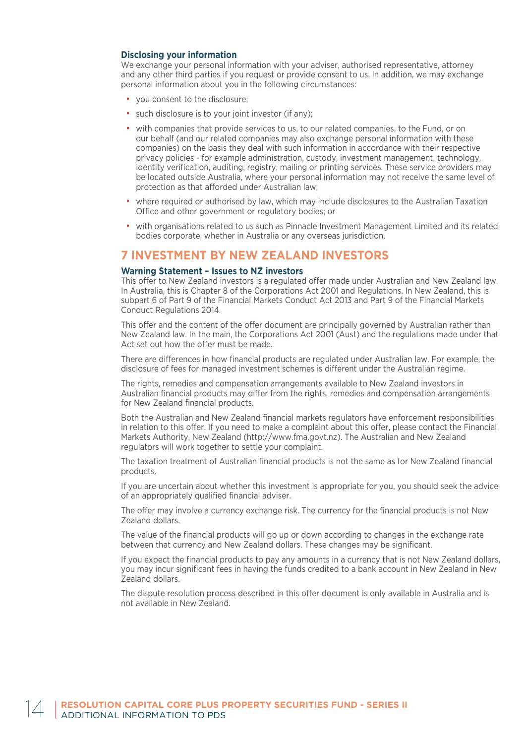### Disclosing your information

We exchange your personal information with your adviser, authorised representative, attorney and any other third parties if you request or provide consent to us. In addition, we may exchange personal information about you in the following circumstances:

- you consent to the disclosure;
- such disclosure is to your joint investor (if any);
- with companies that provide services to us, to our related companies, to the Fund, or on our behalf (and our related companies may also exchange personal information with these companies) on the basis they deal with such information in accordance with their respective privacy policies - for example administration, custody, investment management, technology, identity verification, auditing, registry, mailing or printing services. These service providers may be located outside Australia, where your personal information may not receive the same level of protection as that afforded under Australian law;
- where required or authorised by law, which may include disclosures to the Australian Taxation Office and other government or regulatory bodies; or
- with organisations related to us such as Pinnacle Investment Management Limited and its related bodies corporate, whether in Australia or any overseas jurisdiction.

## 7 INVESTMENT BY NEW ZEALAND INVESTORS

### Warning Statement – Issues to NZ investors

This offer to New Zealand investors is a regulated offer made under Australian and New Zealand law. In Australia, this is Chapter 8 of the Corporations Act 2001 and Regulations. In New Zealand, this is subpart 6 of Part 9 of the Financial Markets Conduct Act 2013 and Part 9 of the Financial Markets Conduct Regulations 2014.

This offer and the content of the offer document are principally governed by Australian rather than New Zealand law. In the main, the Corporations Act 2001 (Aust) and the regulations made under that Act set out how the offer must be made.

There are differences in how financial products are regulated under Australian law. For example, the disclosure of fees for managed investment schemes is different under the Australian regime.

The rights, remedies and compensation arrangements available to New Zealand investors in Australian financial products may differ from the rights, remedies and compensation arrangements for New Zealand financial products.

Both the Australian and New Zealand financial markets regulators have enforcement responsibilities in relation to this offer. If you need to make a complaint about this offer, please contact the Financial Markets Authority, New Zealand (http://www.fma.govt.nz). The Australian and New Zealand regulators will work together to settle your complaint.

The taxation treatment of Australian financial products is not the same as for New Zealand financial products.

If you are uncertain about whether this investment is appropriate for you, you should seek the advice of an appropriately qualified financial adviser.

The offer may involve a currency exchange risk. The currency for the financial products is not New Zealand dollars.

The value of the financial products will go up or down according to changes in the exchange rate between that currency and New Zealand dollars. These changes may be significant.

If you expect the financial products to pay any amounts in a currency that is not New Zealand dollars, you may incur significant fees in having the funds credited to a bank account in New Zealand in New Zealand dollars.

The dispute resolution process described in this offer document is only available in Australia and is not available in New Zealand.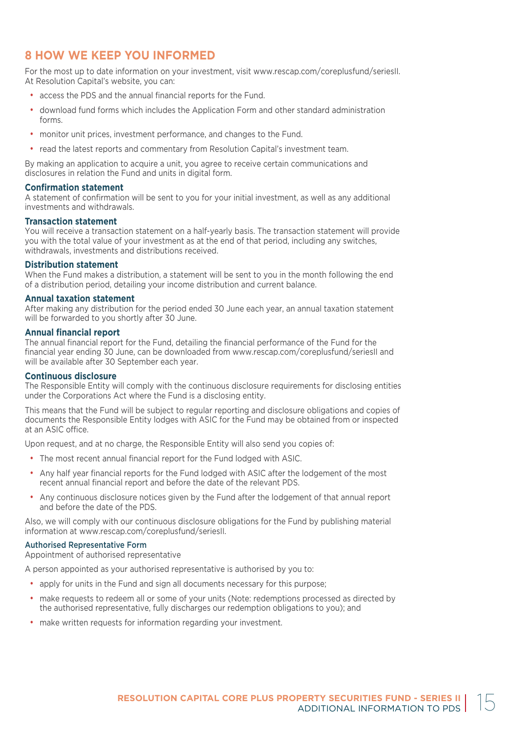## 8 HOW WE KEEP YOU INFORMED

For the most up to date information on your investment, visit www.rescap.com/coreplusfund/seriesII. At Resolution Capital's website, you can:

- access the PDS and the annual financial reports for the Fund.
- download fund forms which includes the Application Form and other standard administration forms.
- monitor unit prices, investment performance, and changes to the Fund.
- read the latest reports and commentary from Resolution Capital's investment team.

By making an application to acquire a unit, you agree to receive certain communications and disclosures in relation the Fund and units in digital form.

### Confirmation statement

A statement of confirmation will be sent to you for your initial investment, as well as any additional investments and withdrawals.

### Transaction statement

You will receive a transaction statement on a half-yearly basis. The transaction statement will provide you with the total value of your investment as at the end of that period, including any switches, withdrawals, investments and distributions received.

### Distribution statement

When the Fund makes a distribution, a statement will be sent to you in the month following the end of a distribution period, detailing your income distribution and current balance.

### Annual taxation statement

After making any distribution for the period ended 30 June each year, an annual taxation statement will be forwarded to you shortly after 30 June.

### Annual financial report

The annual financial report for the Fund, detailing the financial performance of the Fund for the financial year ending 30 June, can be downloaded from www.rescap.com/coreplusfund/seriesII and will be available after 30 September each year.

### Continuous disclosure

The Responsible Entity will comply with the continuous disclosure requirements for disclosing entities under the Corporations Act where the Fund is a disclosing entity.

This means that the Fund will be subject to regular reporting and disclosure obligations and copies of documents the Responsible Entity lodges with ASIC for the Fund may be obtained from or inspected at an ASIC office.

Upon request, and at no charge, the Responsible Entity will also send you copies of:

- The most recent annual financial report for the Fund lodged with ASIC.
- Any half year financial reports for the Fund lodged with ASIC after the lodgement of the most recent annual financial report and before the date of the relevant PDS.
- Any continuous disclosure notices given by the Fund after the lodgement of that annual report and before the date of the PDS.

Also, we will comply with our continuous disclosure obligations for the Fund by publishing material information at www.rescap.com/coreplusfund/seriesII.

### Authorised Representative Form

Appointment of authorised representative

A person appointed as your authorised representative is authorised by you to:

- apply for units in the Fund and sign all documents necessary for this purpose;
- make requests to redeem all or some of your units (Note: redemptions processed as directed by the authorised representative, fully discharges our redemption obligations to you); and
- make written requests for information regarding your investment.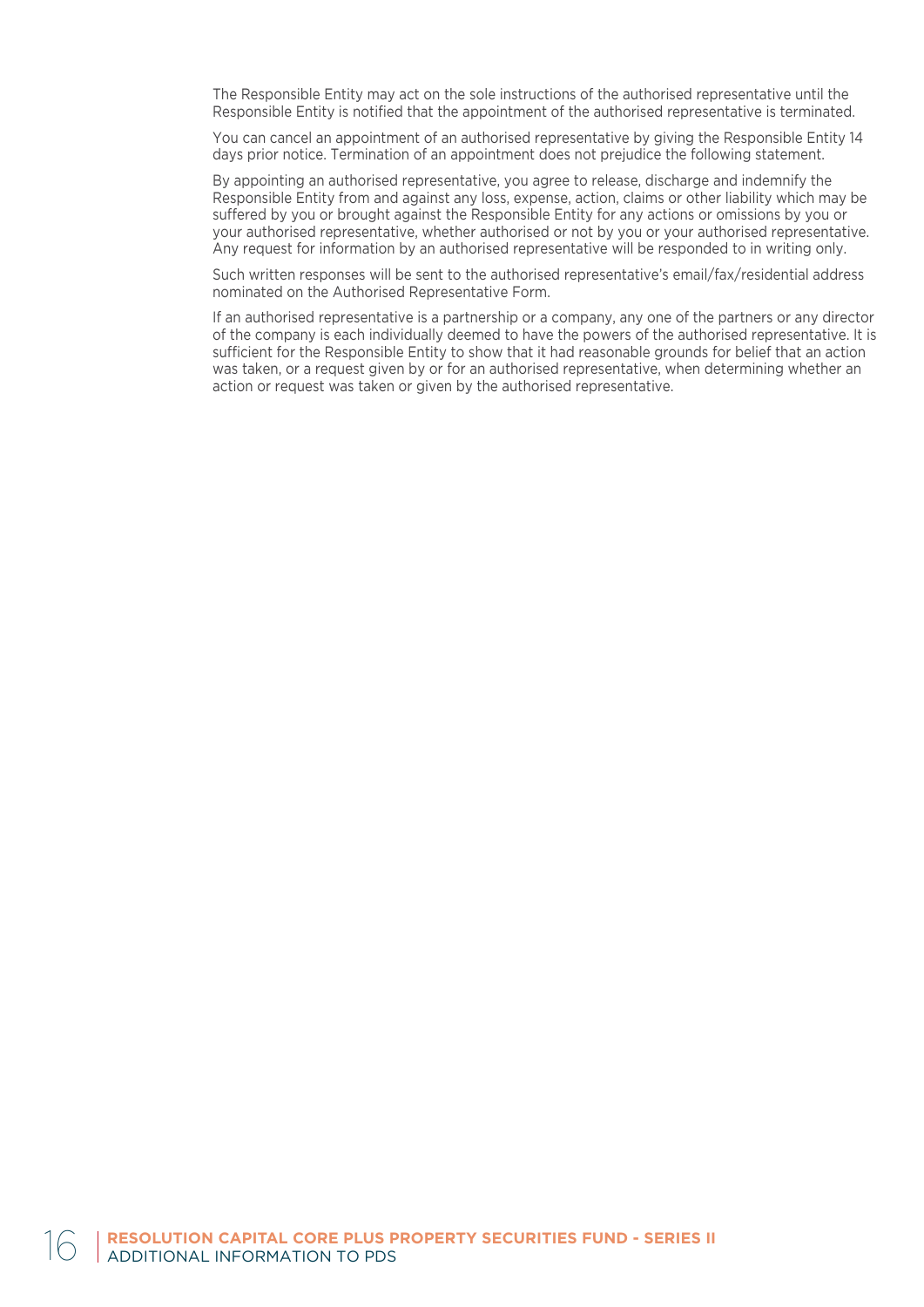The Responsible Entity may act on the sole instructions of the authorised representative until the Responsible Entity is notified that the appointment of the authorised representative is terminated.

You can cancel an appointment of an authorised representative by giving the Responsible Entity 14 days prior notice. Termination of an appointment does not prejudice the following statement.

By appointing an authorised representative, you agree to release, discharge and indemnify the Responsible Entity from and against any loss, expense, action, claims or other liability which may be suffered by you or brought against the Responsible Entity for any actions or omissions by you or your authorised representative, whether authorised or not by you or your authorised representative. Any request for information by an authorised representative will be responded to in writing only.

Such written responses will be sent to the authorised representative's email/fax/residential address nominated on the Authorised Representative Form.

If an authorised representative is a partnership or a company, any one of the partners or any director of the company is each individually deemed to have the powers of the authorised representative. It is sufficient for the Responsible Entity to show that it had reasonable grounds for belief that an action was taken, or a request given by or for an authorised representative, when determining whether an action or request was taken or given by the authorised representative.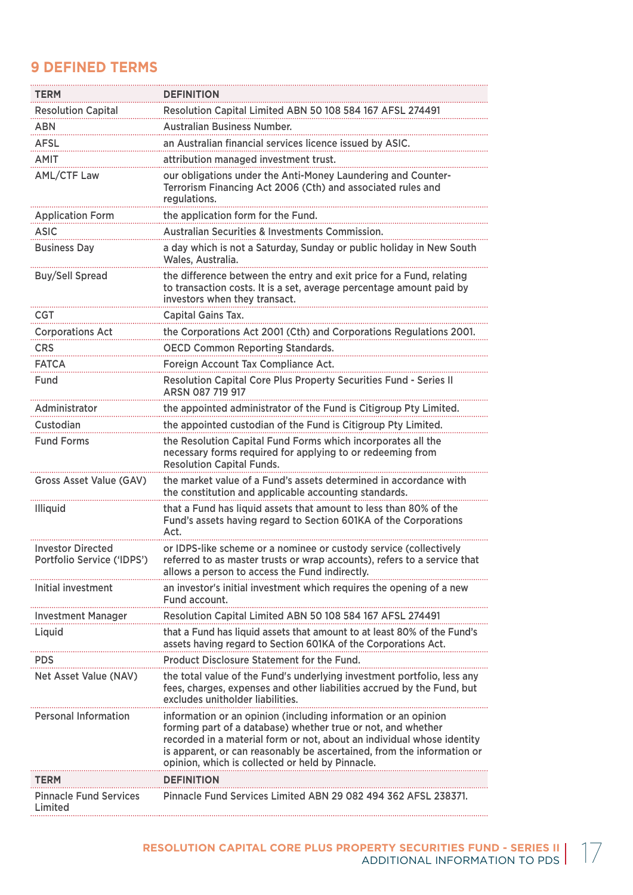## 9 DEFINED TERMS

| TERM | DEFINITION |
|---|---|
| Resolution Capital | Resolution Capital Limited ABN 50 108 584 167 AFSL 274491 |
| ABN | Australian Business Number. |
| AFSL | an Australian financial services licence issued by ASIC. |
| AMIT | attribution managed investment trust. |
| AML/CTF Law | our obligations under the Anti-Money Laundering and Counter-Terrorism Financing Act 2006 (Cth) and associated rules and regulations. |
| Application Form | the application form for the Fund. |
| ASIC | Australian Securities & Investments Commission. |
| Business Day | a day which is not a Saturday, Sunday or public holiday in New South Wales, Australia. |
| Buy/Sell Spread | the difference between the entry and exit price for a Fund, relating to transaction costs. It is a set, average percentage amount paid by investors when they transact. |
| CGT | Capital Gains Tax. |
| Corporations Act | the Corporations Act 2001 (Cth) and Corporations Regulations 2001. |
| CRS | OECD Common Reporting Standards. |
| FATCA | Foreign Account Tax Compliance Act. |
| Fund | Resolution Capital Core Plus Property Securities Fund - Series II ARSN 087 719 917 |
| Administrator | the appointed administrator of the Fund is Citigroup Pty Limited. |
| Custodian | the appointed custodian of the Fund is Citigroup Pty Limited. |
| Fund Forms | the Resolution Capital Fund Forms which incorporates all the necessary forms required for applying to or redeeming from Resolution Capital Funds. |
| Gross Asset Value (GAV) | the market value of a Fund's assets determined in accordance with the constitution and applicable accounting standards. |
| Illiquid | that a Fund has liquid assets that amount to less than 80% of the Fund's assets having regard to Section 601KA of the Corporations Act. |
| Investor Directed Portfolio Service ('IDPS') | or IDPS-like scheme or a nominee or custody service (collectively referred to as master trusts or wrap accounts), refers to a service that allows a person to access the Fund indirectly. |
| Initial investment | an investor's initial investment which requires the opening of a new Fund account. |
| Investment Manager | Resolution Capital Limited ABN 50 108 584 167 AFSL 274491 |
| Liquid | that a Fund has liquid assets that amount to at least 80% of the Fund's assets having regard to Section 601KA of the Corporations Act. |
| PDS | Product Disclosure Statement for the Fund. |
| Net Asset Value (NAV) | the total value of the Fund's underlying investment portfolio, less any fees, charges, expenses and other liabilities accrued by the Fund, but excludes unitholder liabilities. |
| Personal Information | information or an opinion (including information or an opinion forming part of a database) whether true or not, and whether recorded in a material form or not, about an individual whose identity is apparent, or can reasonably be ascertained, from the information or opinion, which is collected or held by Pinnacle. |
| Pinnacle Fund Services Limited | Pinnacle Fund Services Limited ABN 29 082 494 362 AFSL 238371. |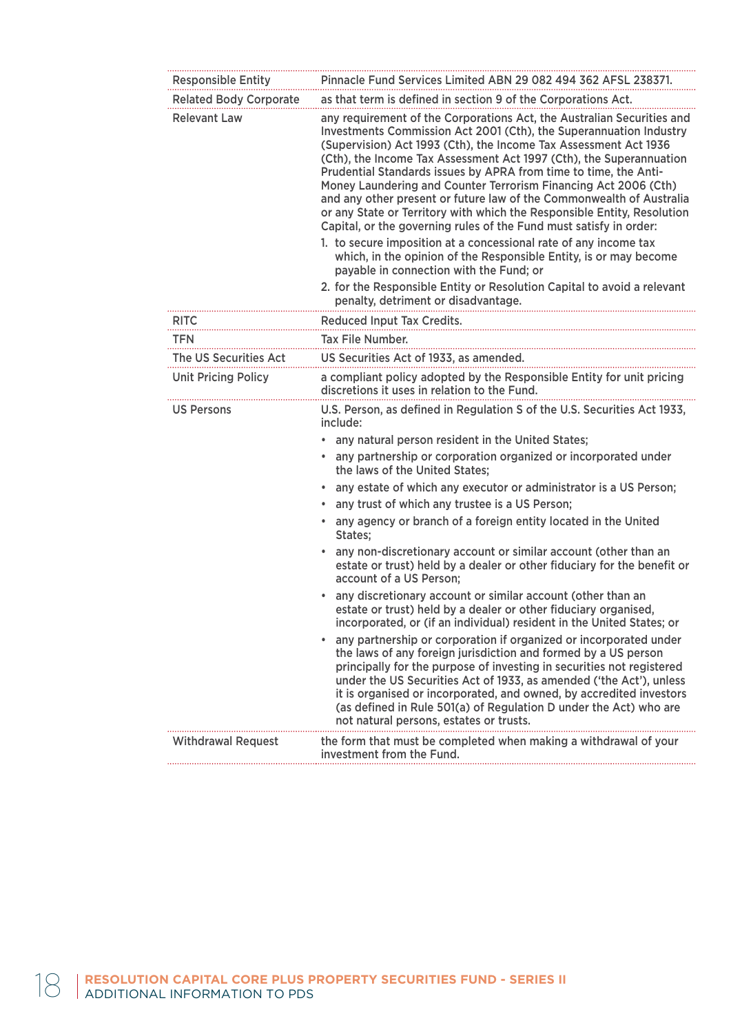| | |
|---|---|
| Responsible Entity | Pinnacle Fund Services Limited ABN 29 082 494 362 AFSL 238371. |
| Related Body Corporate | as that term is defined in section 9 of the Corporations Act. |
| Relevant Law | any requirement of the Corporations Act, the Australian Securities and Investments Commission Act 2001 (Cth), the Superannuation Industry (Supervision) Act 1993 (Cth), the Income Tax Assessment Act 1936 (Cth), the Income Tax Assessment Act 1997 (Cth), the Superannuation Prudential Standards issues by APRA from time to time, the Anti-Money Laundering and Counter Terrorism Financing Act 2006 (Cth) and any other present or future law of the Commonwealth of Australia or any State or Territory with which the Responsible Entity, Resolution Capital, or the governing rules of the Fund must satisfy in order:<br>1. to secure imposition at a concessional rate of any income tax which, in the opinion of the Responsible Entity, is or may become payable in connection with the Fund; or<br>2. for the Responsible Entity or Resolution Capital to avoid a relevant penalty, detriment or disadvantage. |
| RITC | Reduced Input Tax Credits. |
| TFN | Tax File Number. |
| The US Securities Act | US Securities Act of 1933, as amended. |
| Unit Pricing Policy | a compliant policy adopted by the Responsible Entity for unit pricing discretions it uses in relation to the Fund. |
| US Persons | U.S. Person, as defined in Regulation S of the U.S. Securities Act 1933, include:<br>• any natural person resident in the United States;<br>• any partnership or corporation organized or incorporated under the laws of the United States;<br>• any estate of which any executor or administrator is a US Person;<br>• any trust of which any trustee is a US Person;<br>• any agency or branch of a foreign entity located in the United States;<br>• any non-discretionary account or similar account (other than an estate or trust) held by a dealer or other fiduciary for the benefit or account of a US Person;<br>• any discretionary account or similar account (other than an estate or trust) held by a dealer or other fiduciary organised, incorporated, or (if an individual) resident in the United States; or<br>• any partnership or corporation if organized or incorporated under the laws of any foreign jurisdiction and formed by a US person principally for the purpose of investing in securities not registered under the US Securities Act of 1933, as amended ('the Act'), unless it is organised or incorporated, and owned, by accredited investors (as defined in Rule 501(a) of Regulation D under the Act) who are not natural persons, estates or trusts. |
| Withdrawal Request | the form that must be completed when making a withdrawal of your investment from the Fund. |